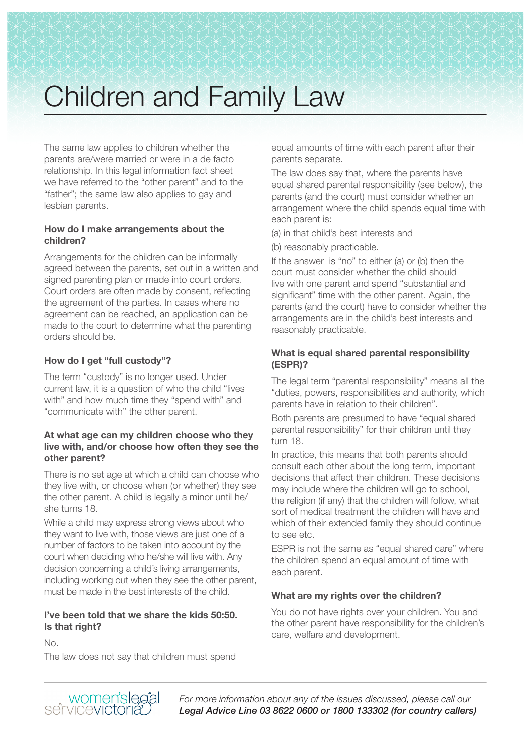# Children and Family Law

The same law applies to children whether the parents are/were married or were in a de facto relationship. In this legal information fact sheet we have referred to the "other parent" and to the "father"; the same law also applies to gay and lesbian parents.

### How do I make arrangements about the children?

Arrangements for the children can be informally agreed between the parents, set out in a written and signed parenting plan or made into court orders. Court orders are often made by consent, reflecting the agreement of the parties. In cases where no agreement can be reached, an application can be made to the court to determine what the parenting orders should be.

### How do I get "full custody"?

The term "custody" is no longer used. Under current law, it is a question of who the child "lives with" and how much time they "spend with" and "communicate with" the other parent.

### At what age can my children choose who they live with, and/or choose how often they see the other parent?

There is no set age at which a child can choose who they live with, or choose when (or whether) they see the other parent. A child is legally a minor until he/she turns 18.

While a child may express strong views about who they want to live with, those views are just one of a number of factors to be taken into account by the court when deciding who he/she will live with. Any decision concerning a child's living arrangements, including working out when they see the other parent, must be made in the best interests of the child.

### I've been told that we share the kids 50:50. Is that right?

No.

The law does not say that children must spend equal amounts of time with each parent after their parents separate.

The law does say that, where the parents have equal shared parental responsibility (see below), the parents (and the court) must consider whether an arrangement where the child spends equal time with each parent is:

(a) in that child's best interests and

(b) reasonably practicable.

If the answer is "no" to either (a) or (b) then the court must consider whether the child should live with one parent and spend "substantial and significant" time with the other parent. Again, the parents (and the court) have to consider whether the arrangements are in the child's best interests and reasonably practicable.

### What is equal shared parental responsibility (ESPR)?

The legal term "parental responsibility" means all the "duties, powers, responsibilities and authority, which parents have in relation to their children".

Both parents are presumed to have "equal shared parental responsibility" for their children until they turn 18.

In practice, this means that both parents should consult each other about the long term, important decisions that affect their children. These decisions may include where the children will go to school, the religion (if any) that the children will follow, what sort of medical treatment the children will have and which of their extended family they should continue to see etc.

ESPR is not the same as "equal shared care" where the children spend an equal amount of time with each parent.

### What are my rights over the children?

You do not have rights over your children. You and the other parent have responsibility for the children's care, welfare and development.

*For more information about any of the issues discussed, please call our* ***Legal Advice Line 03 8622 0600 or 1800 133302 (for country callers)***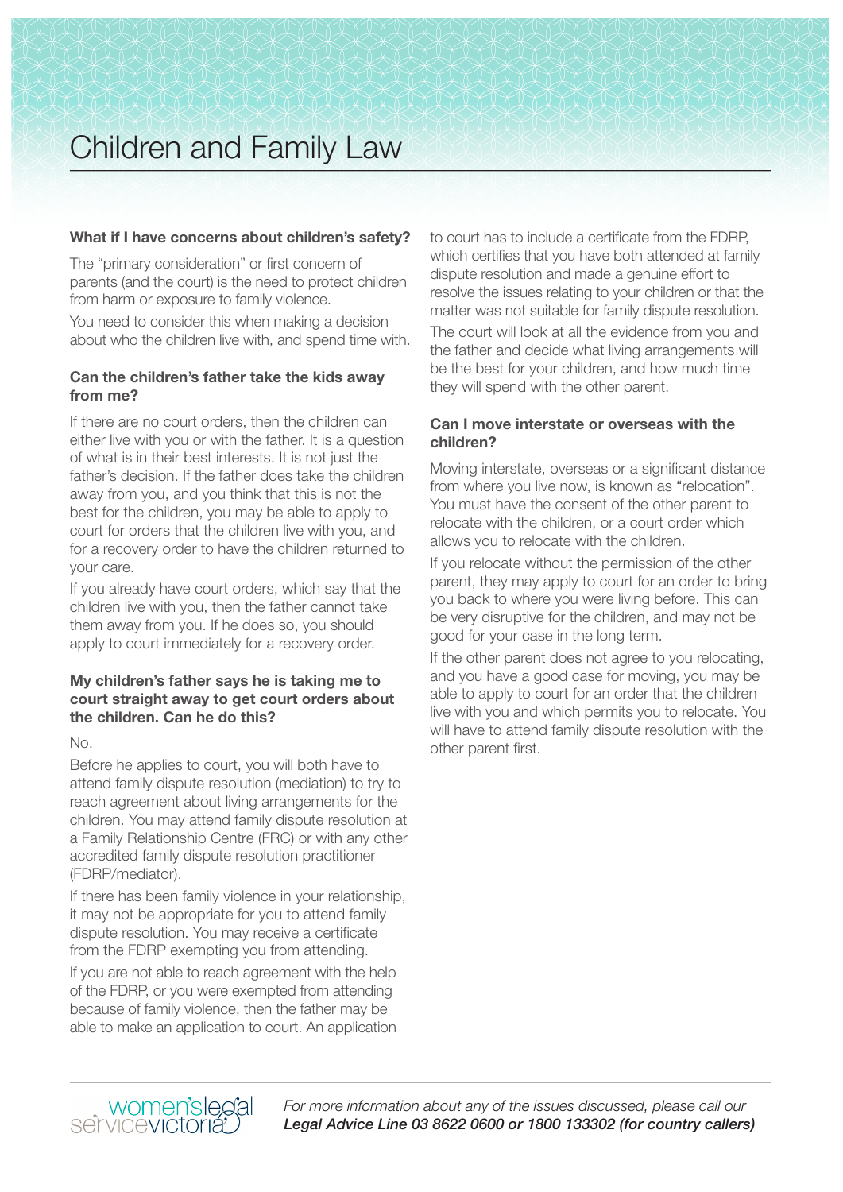# Children and Family Law

### What if I have concerns about children's safety?

The "primary consideration" or first concern of parents (and the court) is the need to protect children from harm or exposure to family violence.

You need to consider this when making a decision about who the children live with, and spend time with.

### Can the children's father take the kids away from me?

If there are no court orders, then the children can either live with you or with the father. It is a question of what is in their best interests. It is not just the father's decision. If the father does take the children away from you, and you think that this is not the best for the children, you may be able to apply to court for orders that the children live with you, and for a recovery order to have the children returned to your care.

If you already have court orders, which say that the children live with you, then the father cannot take them away from you. If he does so, you should apply to court immediately for a recovery order.

### My children's father says he is taking me to court straight away to get court orders about the children. Can he do this?

No.

Before he applies to court, you will both have to attend family dispute resolution (mediation) to try to reach agreement about living arrangements for the children. You may attend family dispute resolution at a Family Relationship Centre (FRC) or with any other accredited family dispute resolution practitioner (FDRP/mediator).

If there has been family violence in your relationship, it may not be appropriate for you to attend family dispute resolution. You may receive a certificate from the FDRP exempting you from attending.

If you are not able to reach agreement with the help of the FDRP, or you were exempted from attending because of family violence, then the father may be able to make an application to court. An application to court has to include a certificate from the FDRP, which certifies that you have both attended at family dispute resolution and made a genuine effort to resolve the issues relating to your children or that the matter was not suitable for family dispute resolution.

The court will look at all the evidence from you and the father and decide what living arrangements will be the best for your children, and how much time they will spend with the other parent.

### Can I move interstate or overseas with the children?

Moving interstate, overseas or a significant distance from where you live now, is known as "relocation". You must have the consent of the other parent to relocate with the children, or a court order which allows you to relocate with the children.

If you relocate without the permission of the other parent, they may apply to court for an order to bring you back to where you were living before. This can be very disruptive for the children, and may not be good for your case in the long term.

If the other parent does not agree to you relocating, and you have a good case for moving, you may be able to apply to court for an order that the children live with you and which permits you to relocate. You will have to attend family dispute resolution with the other parent first.

women's legal service victoria

*For more information about any of the issues discussed, please call our* ***Legal Advice Line 03 8622 0600 or 1800 133302 (for country callers)***